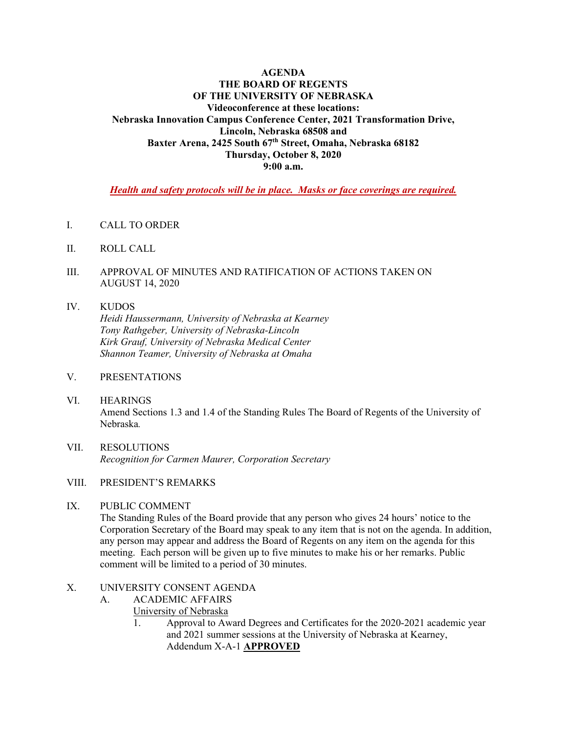**AGENDA**
**THE BOARD OF REGENTS**
**OF THE UNIVERSITY OF NEBRASKA**
**Videoconference at these locations:**
**Nebraska Innovation Campus Conference Center, 2021 Transformation Drive, Lincoln, Nebraska 68508 and**
**Baxter Arena, 2425 South 67th Street, Omaha, Nebraska 68182**
**Thursday, October 8, 2020**
**9:00 a.m.**

***Health and safety protocols will be in place. Masks or face coverings are required.***

I. CALL TO ORDER

II. ROLL CALL

III. APPROVAL OF MINUTES AND RATIFICATION OF ACTIONS TAKEN ON AUGUST 14, 2020

IV. KUDOS
*Heidi Haussermann, University of Nebraska at Kearney*
*Tony Rathgeber, University of Nebraska-Lincoln*
*Kirk Grauf, University of Nebraska Medical Center*
*Shannon Teamer, University of Nebraska at Omaha*

V. PRESENTATIONS

VI. HEARINGS
Amend Sections 1.3 and 1.4 of the Standing Rules The Board of Regents of the University of Nebraska*.*

VII. RESOLUTIONS
*Recognition for Carmen Maurer, Corporation Secretary*

VIII. PRESIDENT'S REMARKS

IX. PUBLIC COMMENT
The Standing Rules of the Board provide that any person who gives 24 hours' notice to the Corporation Secretary of the Board may speak to any item that is not on the agenda. In addition, any person may appear and address the Board of Regents on any item on the agenda for this meeting. Each person will be given up to five minutes to make his or her remarks. Public comment will be limited to a period of 30 minutes.

X. UNIVERSITY CONSENT AGENDA

A. ACADEMIC AFFAIRS

University of Nebraska

1. Approval to Award Degrees and Certificates for the 2020-2021 academic year and 2021 summer sessions at the University of Nebraska at Kearney, Addendum X-A-1 **APPROVED**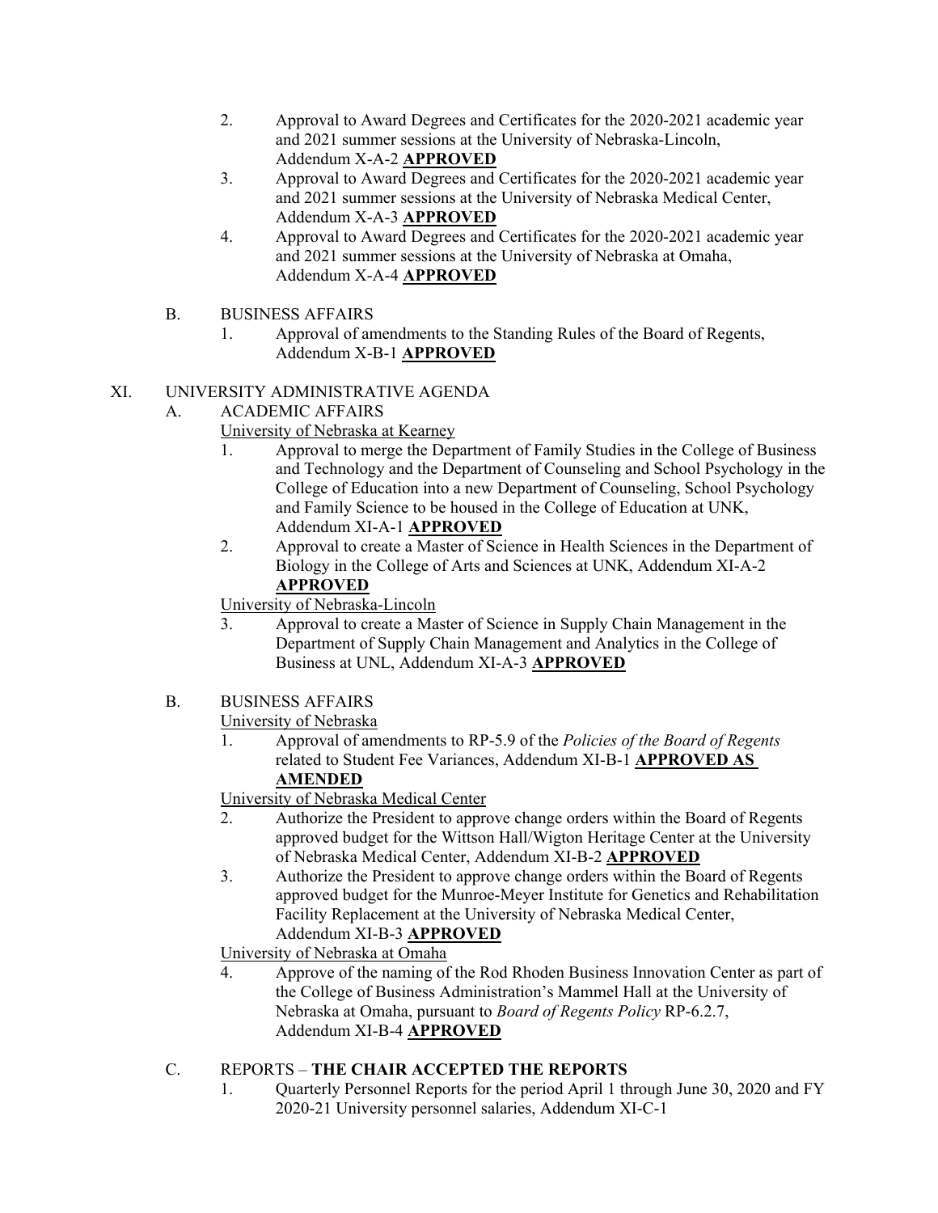2. Approval to Award Degrees and Certificates for the 2020-2021 academic year and 2021 summer sessions at the University of Nebraska-Lincoln, Addendum X-A-2 **APPROVED**
3. Approval to Award Degrees and Certificates for the 2020-2021 academic year and 2021 summer sessions at the University of Nebraska Medical Center, Addendum X-A-3 **APPROVED**
4. Approval to Award Degrees and Certificates for the 2020-2021 academic year and 2021 summer sessions at the University of Nebraska at Omaha, Addendum X-A-4 **APPROVED**

B. BUSINESS AFFAIRS

1. Approval of amendments to the Standing Rules of the Board of Regents, Addendum X-B-1 **APPROVED**

XI. UNIVERSITY ADMINISTRATIVE AGENDA

A. ACADEMIC AFFAIRS

University of Nebraska at Kearney

1. Approval to merge the Department of Family Studies in the College of Business and Technology and the Department of Counseling and School Psychology in the College of Education into a new Department of Counseling, School Psychology and Family Science to be housed in the College of Education at UNK, Addendum XI-A-1 **APPROVED**
2. Approval to create a Master of Science in Health Sciences in the Department of Biology in the College of Arts and Sciences at UNK, Addendum XI-A-2 **APPROVED**

University of Nebraska-Lincoln

3. Approval to create a Master of Science in Supply Chain Management in the Department of Supply Chain Management and Analytics in the College of Business at UNL, Addendum XI-A-3 **APPROVED**

B. BUSINESS AFFAIRS

University of Nebraska

1. Approval of amendments to RP-5.9 of the *Policies of the Board of Regents* related to Student Fee Variances, Addendum XI-B-1 **APPROVED AS AMENDED**

University of Nebraska Medical Center

2. Authorize the President to approve change orders within the Board of Regents approved budget for the Wittson Hall/Wigton Heritage Center at the University of Nebraska Medical Center, Addendum XI-B-2 **APPROVED**
3. Authorize the President to approve change orders within the Board of Regents approved budget for the Munroe-Meyer Institute for Genetics and Rehabilitation Facility Replacement at the University of Nebraska Medical Center, Addendum XI-B-3 **APPROVED**

University of Nebraska at Omaha

4. Approve of the naming of the Rod Rhoden Business Innovation Center as part of the College of Business Administration's Mammel Hall at the University of Nebraska at Omaha, pursuant to *Board of Regents Policy* RP-6.2.7, Addendum XI-B-4 **APPROVED**

C. REPORTS – **THE CHAIR ACCEPTED THE REPORTS**

1. Quarterly Personnel Reports for the period April 1 through June 30, 2020 and FY 2020-21 University personnel salaries, Addendum XI-C-1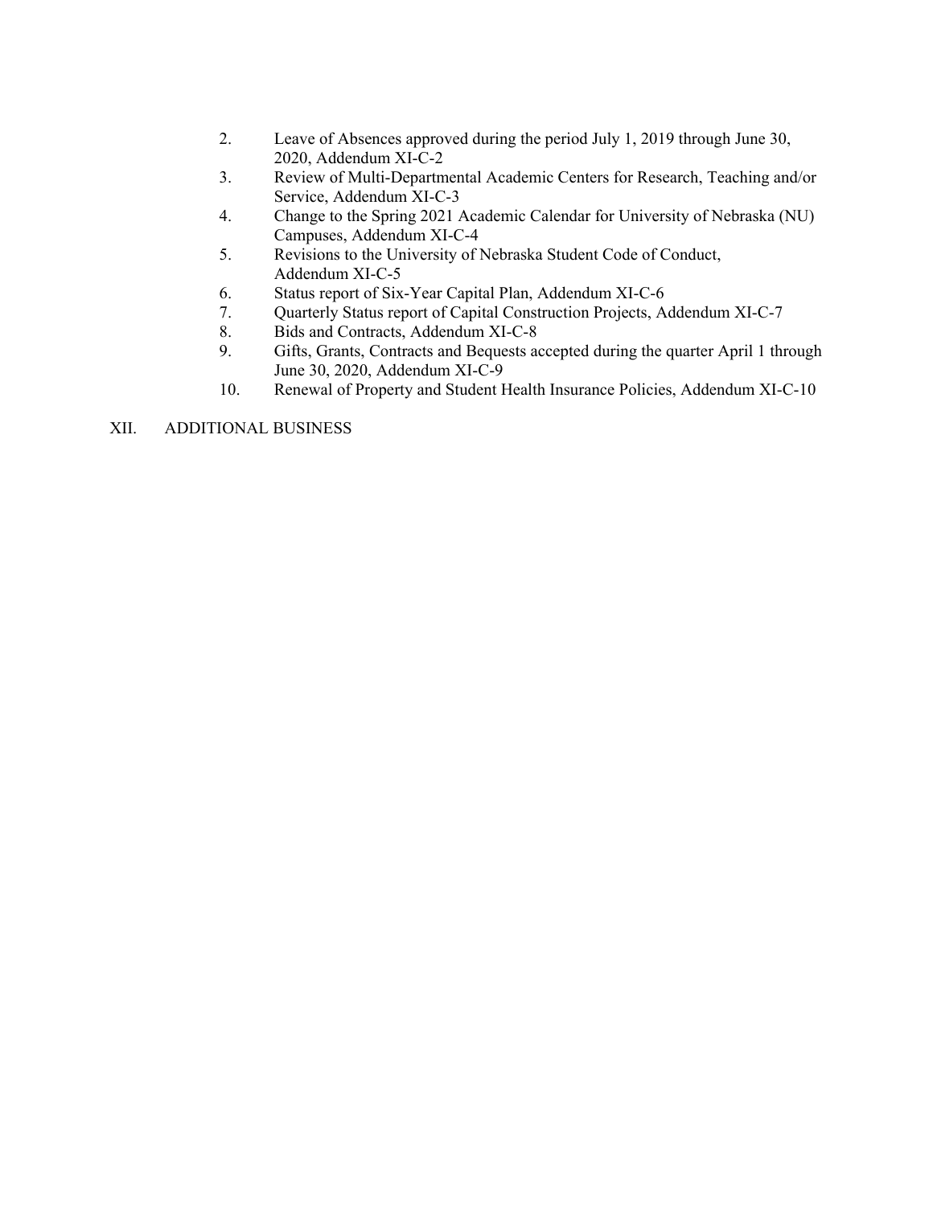2. Leave of Absences approved during the period July 1, 2019 through June 30, 2020, Addendum XI-C-2
3. Review of Multi-Departmental Academic Centers for Research, Teaching and/or Service, Addendum XI-C-3
4. Change to the Spring 2021 Academic Calendar for University of Nebraska (NU) Campuses, Addendum XI-C-4
5. Revisions to the University of Nebraska Student Code of Conduct, Addendum XI-C-5
6. Status report of Six-Year Capital Plan, Addendum XI-C-6
7. Quarterly Status report of Capital Construction Projects, Addendum XI-C-7
8. Bids and Contracts, Addendum XI-C-8
9. Gifts, Grants, Contracts and Bequests accepted during the quarter April 1 through June 30, 2020, Addendum XI-C-9
10. Renewal of Property and Student Health Insurance Policies, Addendum XI-C-10

XII. ADDITIONAL BUSINESS